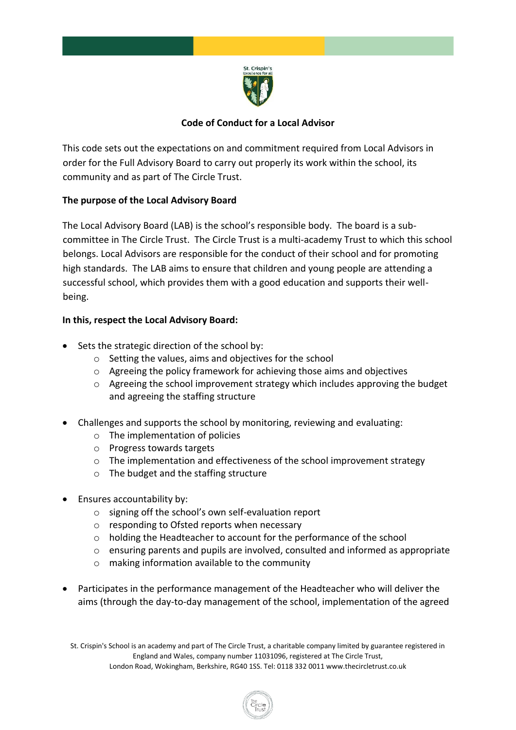## Code of Conduct for a Local Advisor

This code sets out the expectations on and commitment required from Local Advisors in order for the Full Advisory Board to carry out properly its work within the school, its community and as part of The Circle Trust.

**The purpose of the Local Advisory Board**

The Local Advisory Board (LAB) is the school's responsible body. The board is a sub-committee in The Circle Trust. The Circle Trust is a multi-academy Trust to which this school belongs. Local Advisors are responsible for the conduct of their school and for promoting high standards. The LAB aims to ensure that children and young people are attending a successful school, which provides them with a good education and supports their well-being.

**In this, respect the Local Advisory Board:**

- Sets the strategic direction of the school by:
  - Setting the values, aims and objectives for the school
  - Agreeing the policy framework for achieving those aims and objectives
  - Agreeing the school improvement strategy which includes approving the budget and agreeing the staffing structure

- Challenges and supports the school by monitoring, reviewing and evaluating:
  - The implementation of policies
  - Progress towards targets
  - The implementation and effectiveness of the school improvement strategy
  - The budget and the staffing structure

- Ensures accountability by:
  - signing off the school's own self-evaluation report
  - responding to Ofsted reports when necessary
  - holding the Headteacher to account for the performance of the school
  - ensuring parents and pupils are involved, consulted and informed as appropriate
  - making information available to the community

- Participates in the performance management of the Headteacher who will deliver the aims (through the day-to-day management of the school, implementation of the agreed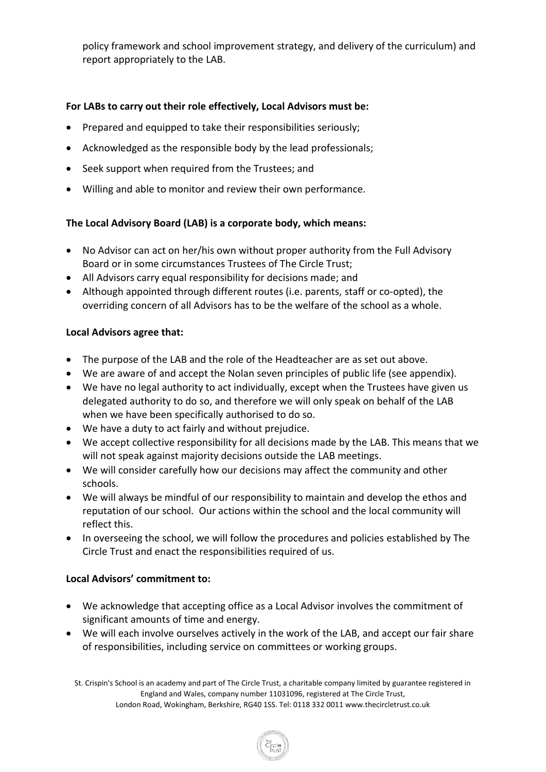policy framework and school improvement strategy, and delivery of the curriculum) and report appropriately to the LAB.

**For LABs to carry out their role effectively, Local Advisors must be:**

- Prepared and equipped to take their responsibilities seriously;
- Acknowledged as the responsible body by the lead professionals;
- Seek support when required from the Trustees; and
- Willing and able to monitor and review their own performance.

**The Local Advisory Board (LAB) is a corporate body, which means:**

- No Advisor can act on her/his own without proper authority from the Full Advisory Board or in some circumstances Trustees of The Circle Trust;
- All Advisors carry equal responsibility for decisions made; and
- Although appointed through different routes (i.e. parents, staff or co-opted), the overriding concern of all Advisors has to be the welfare of the school as a whole.

**Local Advisors agree that:**

- The purpose of the LAB and the role of the Headteacher are as set out above.
- We are aware of and accept the Nolan seven principles of public life (see appendix).
- We have no legal authority to act individually, except when the Trustees have given us delegated authority to do so, and therefore we will only speak on behalf of the LAB when we have been specifically authorised to do so.
- We have a duty to act fairly and without prejudice.
- We accept collective responsibility for all decisions made by the LAB. This means that we will not speak against majority decisions outside the LAB meetings.
- We will consider carefully how our decisions may affect the community and other schools.
- We will always be mindful of our responsibility to maintain and develop the ethos and reputation of our school. Our actions within the school and the local community will reflect this.
- In overseeing the school, we will follow the procedures and policies established by The Circle Trust and enact the responsibilities required of us.

**Local Advisors' commitment to:**

- We acknowledge that accepting office as a Local Advisor involves the commitment of significant amounts of time and energy.
- We will each involve ourselves actively in the work of the LAB, and accept our fair share of responsibilities, including service on committees or working groups.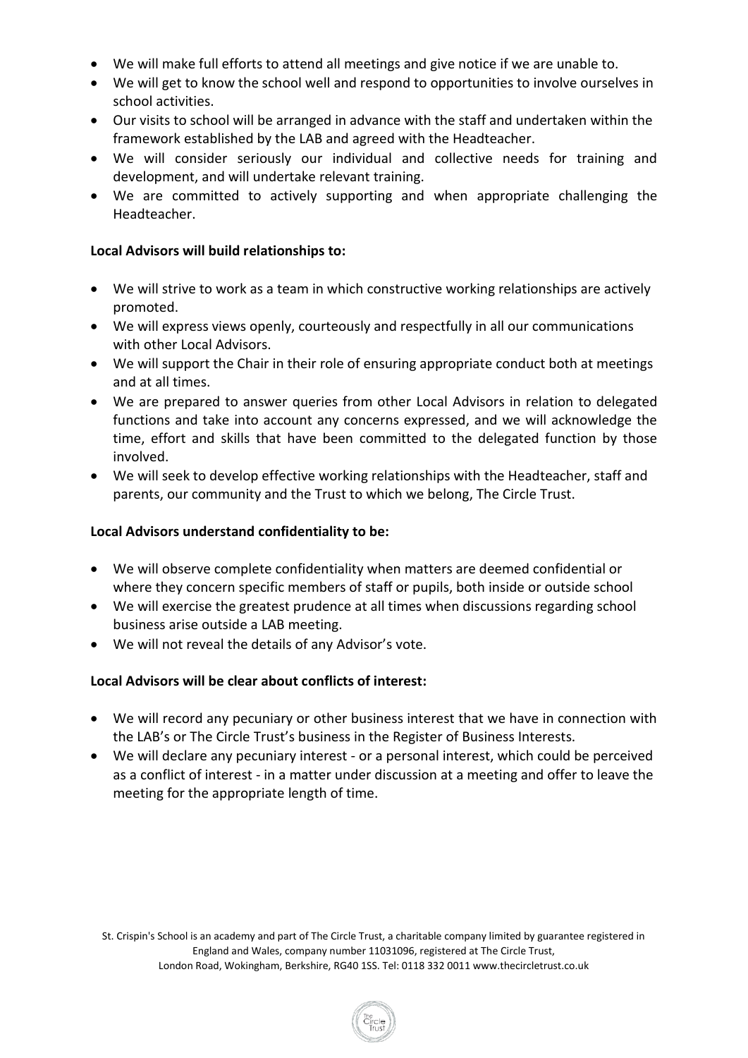- We will make full efforts to attend all meetings and give notice if we are unable to.
- We will get to know the school well and respond to opportunities to involve ourselves in school activities.
- Our visits to school will be arranged in advance with the staff and undertaken within the framework established by the LAB and agreed with the Headteacher.
- We will consider seriously our individual and collective needs for training and development, and will undertake relevant training.
- We are committed to actively supporting and when appropriate challenging the Headteacher.

**Local Advisors will build relationships to:**

- We will strive to work as a team in which constructive working relationships are actively promoted.
- We will express views openly, courteously and respectfully in all our communications with other Local Advisors.
- We will support the Chair in their role of ensuring appropriate conduct both at meetings and at all times.
- We are prepared to answer queries from other Local Advisors in relation to delegated functions and take into account any concerns expressed, and we will acknowledge the time, effort and skills that have been committed to the delegated function by those involved.
- We will seek to develop effective working relationships with the Headteacher, staff and parents, our community and the Trust to which we belong, The Circle Trust.

**Local Advisors understand confidentiality to be:**

- We will observe complete confidentiality when matters are deemed confidential or where they concern specific members of staff or pupils, both inside or outside school
- We will exercise the greatest prudence at all times when discussions regarding school business arise outside a LAB meeting.
- We will not reveal the details of any Advisor's vote.

**Local Advisors will be clear about conflicts of interest:**

- We will record any pecuniary or other business interest that we have in connection with the LAB's or The Circle Trust's business in the Register of Business Interests.
- We will declare any pecuniary interest - or a personal interest, which could be perceived as a conflict of interest - in a matter under discussion at a meeting and offer to leave the meeting for the appropriate length of time.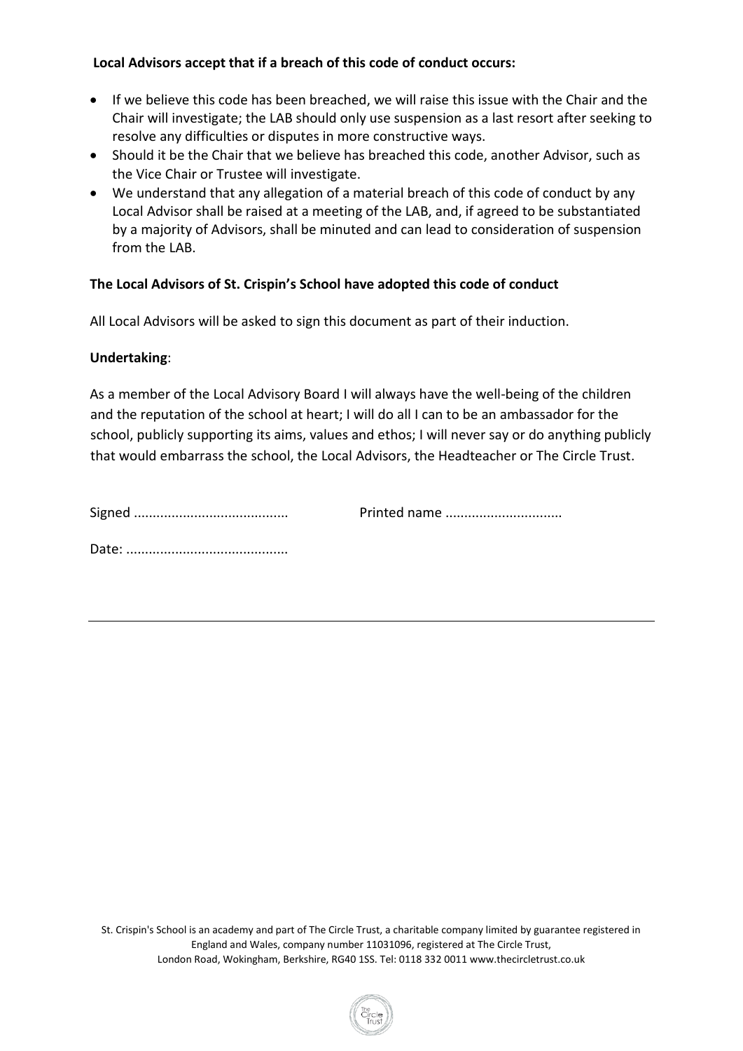**Local Advisors accept that if a breach of this code of conduct occurs:**

- If we believe this code has been breached, we will raise this issue with the Chair and the Chair will investigate; the LAB should only use suspension as a last resort after seeking to resolve any difficulties or disputes in more constructive ways.
- Should it be the Chair that we believe has breached this code, another Advisor, such as the Vice Chair or Trustee will investigate.
- We understand that any allegation of a material breach of this code of conduct by any Local Advisor shall be raised at a meeting of the LAB, and, if agreed to be substantiated by a majority of Advisors, shall be minuted and can lead to consideration of suspension from the LAB.

**The Local Advisors of St. Crispin's School have adopted this code of conduct**

All Local Advisors will be asked to sign this document as part of their induction.

**Undertaking**:

As a member of the Local Advisory Board I will always have the well-being of the children and the reputation of the school at heart; I will do all I can to be an ambassador for the school, publicly supporting its aims, values and ethos; I will never say or do anything publicly that would embarrass the school, the Local Advisors, the Headteacher or The Circle Trust.

Signed ........................................ Printed name ..............................

Date: ..........................................

---

St. Crispin's School is an academy and part of The Circle Trust, a charitable company limited by guarantee registered in England and Wales, company number 11031096, registered at The Circle Trust, London Road, Wokingham, Berkshire, RG40 1SS. Tel: 0118 332 0011 www.thecircletrust.co.uk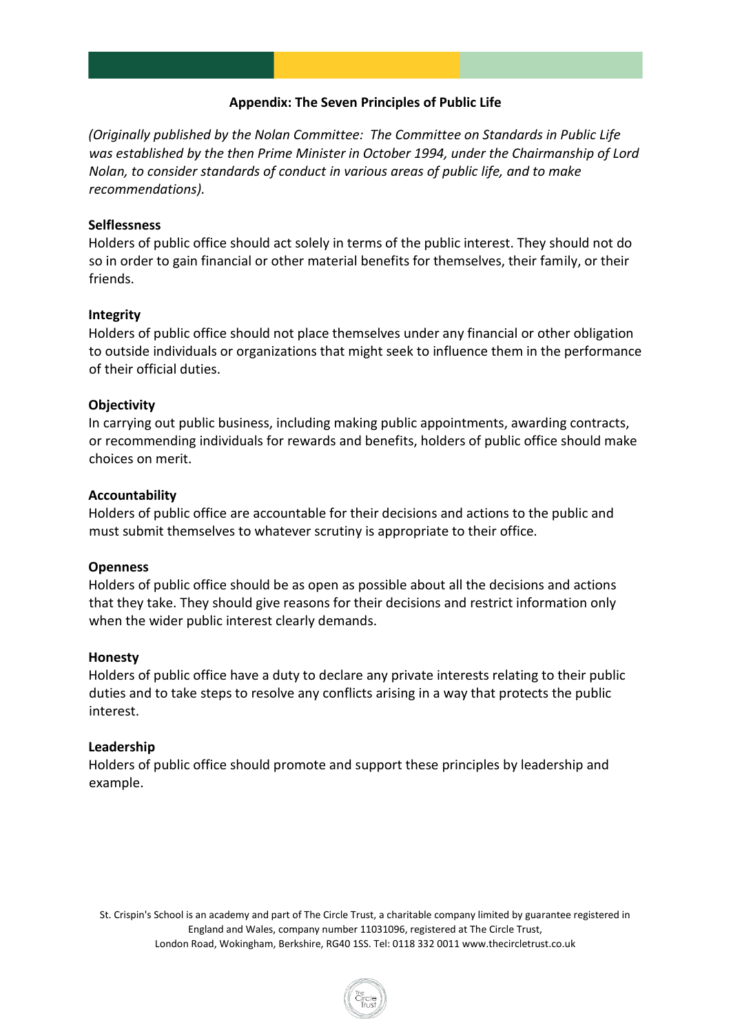## Appendix: The Seven Principles of Public Life

*(Originally published by the Nolan Committee: The Committee on Standards in Public Life was established by the then Prime Minister in October 1994, under the Chairmanship of Lord Nolan, to consider standards of conduct in various areas of public life, and to make recommendations).*

**Selflessness**
Holders of public office should act solely in terms of the public interest. They should not do so in order to gain financial or other material benefits for themselves, their family, or their friends.

**Integrity**
Holders of public office should not place themselves under any financial or other obligation to outside individuals or organizations that might seek to influence them in the performance of their official duties.

**Objectivity**
In carrying out public business, including making public appointments, awarding contracts, or recommending individuals for rewards and benefits, holders of public office should make choices on merit.

**Accountability**
Holders of public office are accountable for their decisions and actions to the public and must submit themselves to whatever scrutiny is appropriate to their office.

**Openness**
Holders of public office should be as open as possible about all the decisions and actions that they take. They should give reasons for their decisions and restrict information only when the wider public interest clearly demands.

**Honesty**
Holders of public office have a duty to declare any private interests relating to their public duties and to take steps to resolve any conflicts arising in a way that protects the public interest.

**Leadership**
Holders of public office should promote and support these principles by leadership and example.